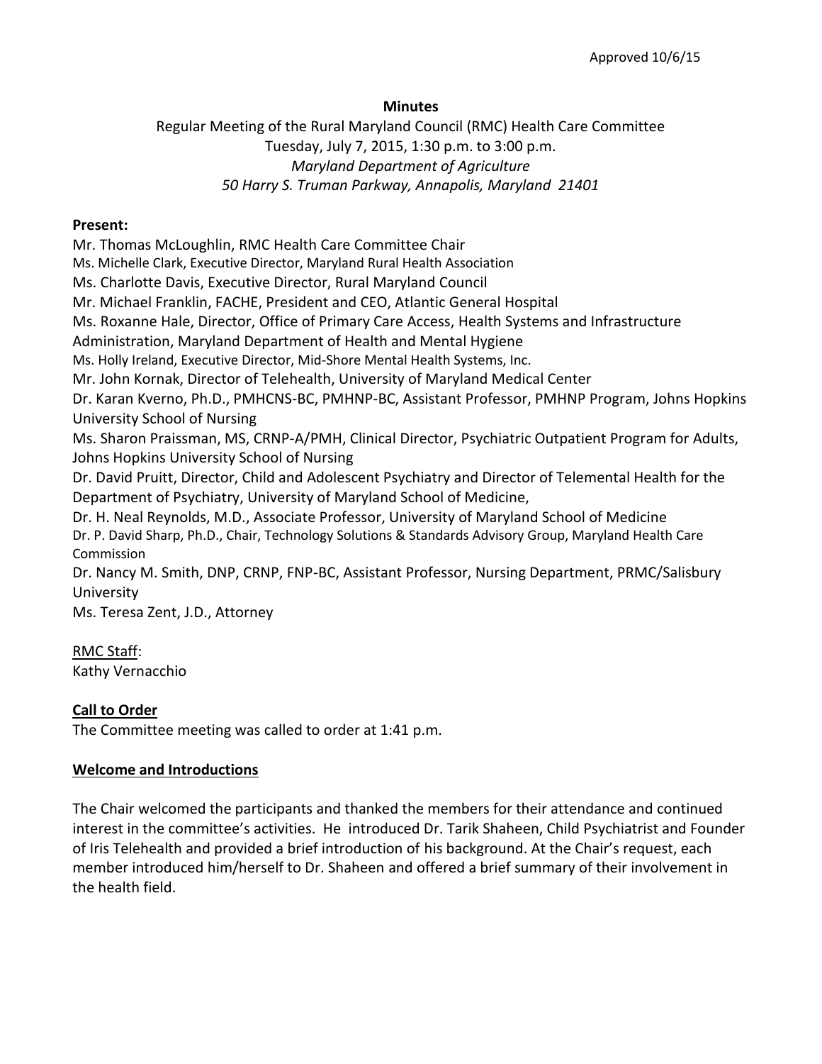Approved 10/6/15

**Minutes**

Regular Meeting of the Rural Maryland Council (RMC) Health Care Committee
Tuesday, July 7, 2015, 1:30 p.m. to 3:00 p.m.
*Maryland Department of Agriculture*
*50 Harry S. Truman Parkway, Annapolis, Maryland 21401*

**Present:**

Mr. Thomas McLoughlin, RMC Health Care Committee Chair
Ms. Michelle Clark, Executive Director, Maryland Rural Health Association
Ms. Charlotte Davis, Executive Director, Rural Maryland Council
Mr. Michael Franklin, FACHE, President and CEO, Atlantic General Hospital
Ms. Roxanne Hale, Director, Office of Primary Care Access, Health Systems and Infrastructure Administration, Maryland Department of Health and Mental Hygiene
Ms. Holly Ireland, Executive Director, Mid-Shore Mental Health Systems, Inc.
Mr. John Kornak, Director of Telehealth, University of Maryland Medical Center
Dr. Karan Kverno, Ph.D., PMHCNS-BC, PMHNP-BC, Assistant Professor, PMHNP Program, Johns Hopkins University School of Nursing
Ms. Sharon Praissman, MS, CRNP-A/PMH, Clinical Director, Psychiatric Outpatient Program for Adults, Johns Hopkins University School of Nursing
Dr. David Pruitt, Director, Child and Adolescent Psychiatry and Director of Telemental Health for the Department of Psychiatry, University of Maryland School of Medicine,
Dr. H. Neal Reynolds, M.D., Associate Professor, University of Maryland School of Medicine
Dr. P. David Sharp, Ph.D., Chair, Technology Solutions & Standards Advisory Group, Maryland Health Care Commission
Dr. Nancy M. Smith, DNP, CRNP, FNP-BC, Assistant Professor, Nursing Department, PRMC/Salisbury University
Ms. Teresa Zent, J.D., Attorney

RMC Staff:
Kathy Vernacchio

**Call to Order**

The Committee meeting was called to order at 1:41 p.m.

**Welcome and Introductions**

The Chair welcomed the participants and thanked the members for their attendance and continued interest in the committee's activities. He introduced Dr. Tarik Shaheen, Child Psychiatrist and Founder of Iris Telehealth and provided a brief introduction of his background. At the Chair's request, each member introduced him/herself to Dr. Shaheen and offered a brief summary of their involvement in the health field.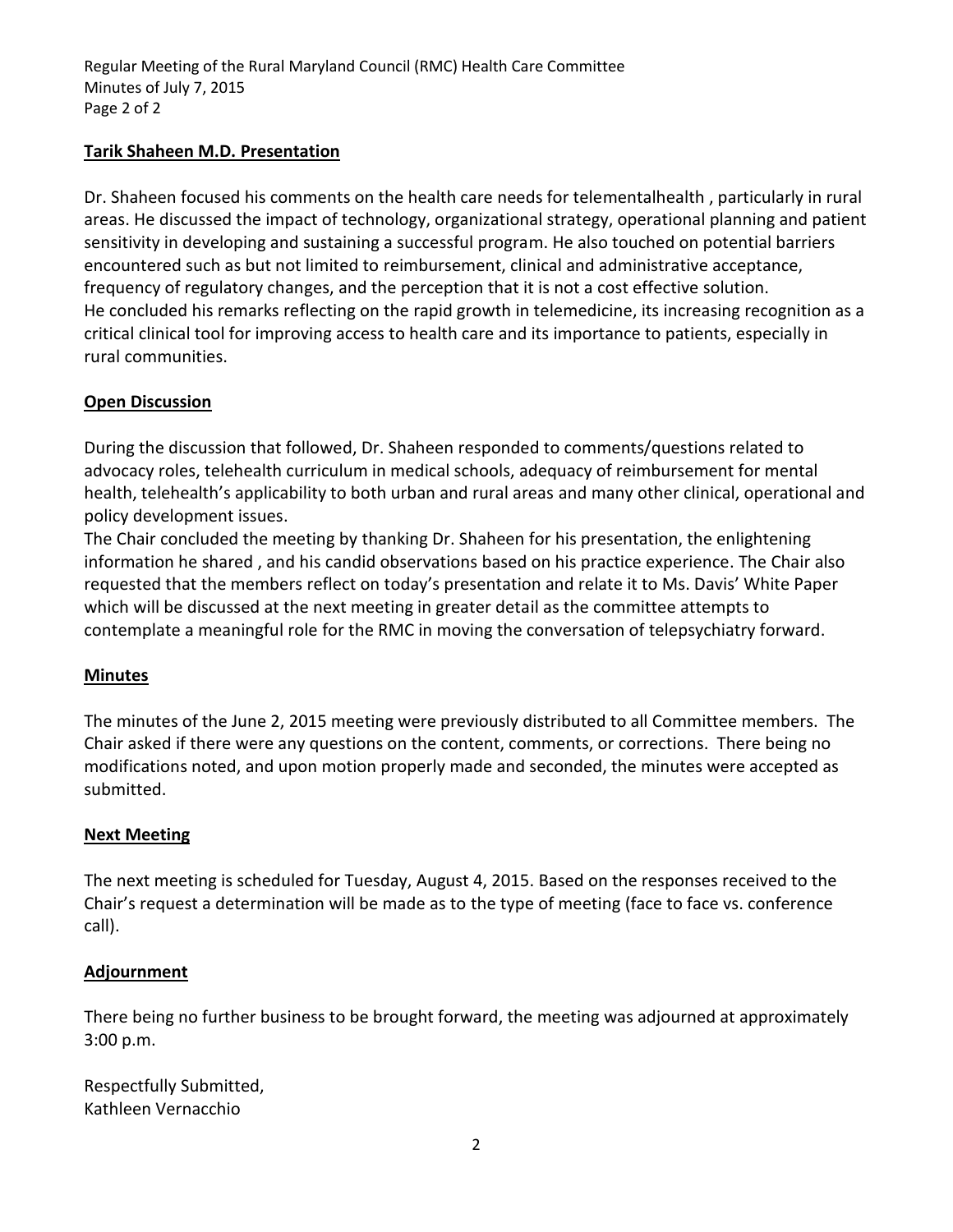**Tarik Shaheen M.D. Presentation**

Dr. Shaheen focused his comments on the health care needs for telementalhealth , particularly in rural areas. He discussed the impact of technology, organizational strategy, operational planning and patient sensitivity in developing and sustaining a successful program. He also touched on potential barriers encountered such as but not limited to reimbursement, clinical and administrative acceptance, frequency of regulatory changes, and the perception that it is not a cost effective solution.
He concluded his remarks reflecting on the rapid growth in telemedicine, its increasing recognition as a critical clinical tool for improving access to health care and its importance to patients, especially in rural communities.

**Open Discussion**

During the discussion that followed, Dr. Shaheen responded to comments/questions related to advocacy roles, telehealth curriculum in medical schools, adequacy of reimbursement for mental health, telehealth's applicability to both urban and rural areas and many other clinical, operational and policy development issues.
The Chair concluded the meeting by thanking Dr. Shaheen for his presentation, the enlightening information he shared , and his candid observations based on his practice experience. The Chair also requested that the members reflect on today's presentation and relate it to Ms. Davis' White Paper which will be discussed at the next meeting in greater detail as the committee attempts to contemplate a meaningful role for the RMC in moving the conversation of telepsychiatry forward.

**Minutes**

The minutes of the June 2, 2015 meeting were previously distributed to all Committee members. The Chair asked if there were any questions on the content, comments, or corrections. There being no modifications noted, and upon motion properly made and seconded, the minutes were accepted as submitted.

**Next Meeting**

The next meeting is scheduled for Tuesday, August 4, 2015. Based on the responses received to the Chair's request a determination will be made as to the type of meeting (face to face vs. conference call).

**Adjournment**

There being no further business to be brought forward, the meeting was adjourned at approximately 3:00 p.m.

Respectfully Submitted,
Kathleen Vernacchio